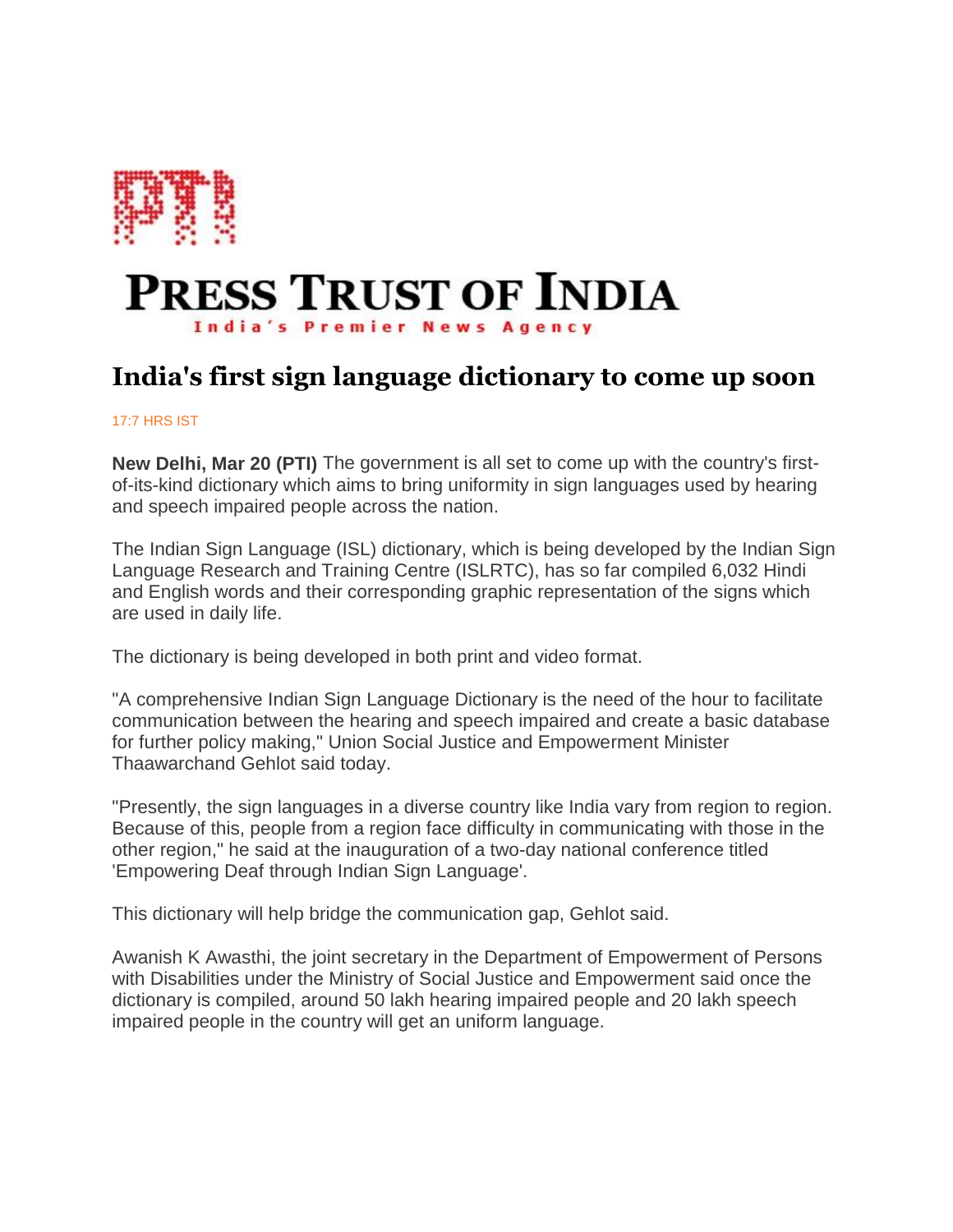# PRESS TRUST OF INDIA

India's Premier News Agency

## India's first sign language dictionary to come up soon

17:7 HRS IST

**New Delhi, Mar 20 (PTI)** The government is all set to come up with the country's first-of-its-kind dictionary which aims to bring uniformity in sign languages used by hearing and speech impaired people across the nation.

The Indian Sign Language (ISL) dictionary, which is being developed by the Indian Sign Language Research and Training Centre (ISLRTC), has so far compiled 6,032 Hindi and English words and their corresponding graphic representation of the signs which are used in daily life.

The dictionary is being developed in both print and video format.

"A comprehensive Indian Sign Language Dictionary is the need of the hour to facilitate communication between the hearing and speech impaired and create a basic database for further policy making," Union Social Justice and Empowerment Minister Thaawarchand Gehlot said today.

"Presently, the sign languages in a diverse country like India vary from region to region. Because of this, people from a region face difficulty in communicating with those in the other region," he said at the inauguration of a two-day national conference titled 'Empowering Deaf through Indian Sign Language'.

This dictionary will help bridge the communication gap, Gehlot said.

Awanish K Awasthi, the joint secretary in the Department of Empowerment of Persons with Disabilities under the Ministry of Social Justice and Empowerment said once the dictionary is compiled, around 50 lakh hearing impaired people and 20 lakh speech impaired people in the country will get an uniform language.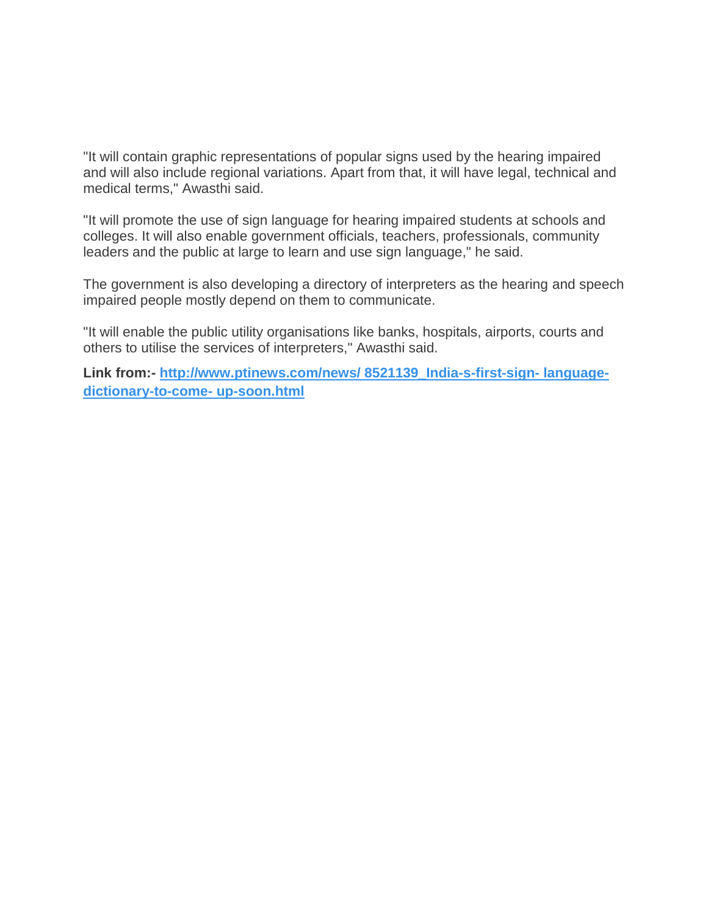"It will contain graphic representations of popular signs used by the hearing impaired and will also include regional variations. Apart from that, it will have legal, technical and medical terms," Awasthi said.

"It will promote the use of sign language for hearing impaired students at schools and colleges. It will also enable government officials, teachers, professionals, community leaders and the public at large to learn and use sign language," he said.

The government is also developing a directory of interpreters as the hearing and speech impaired people mostly depend on them to communicate.

"It will enable the public utility organisations like banks, hospitals, airports, courts and others to utilise the services of interpreters," Awasthi said.

**Link from:-** [**http://www.ptinews.com/news/ 8521139_India-s-first-sign- language-dictionary-to-come- up-soon.html**](http://www.ptinews.com/news/8521139_India-s-first-sign-language-dictionary-to-come-up-soon.html)